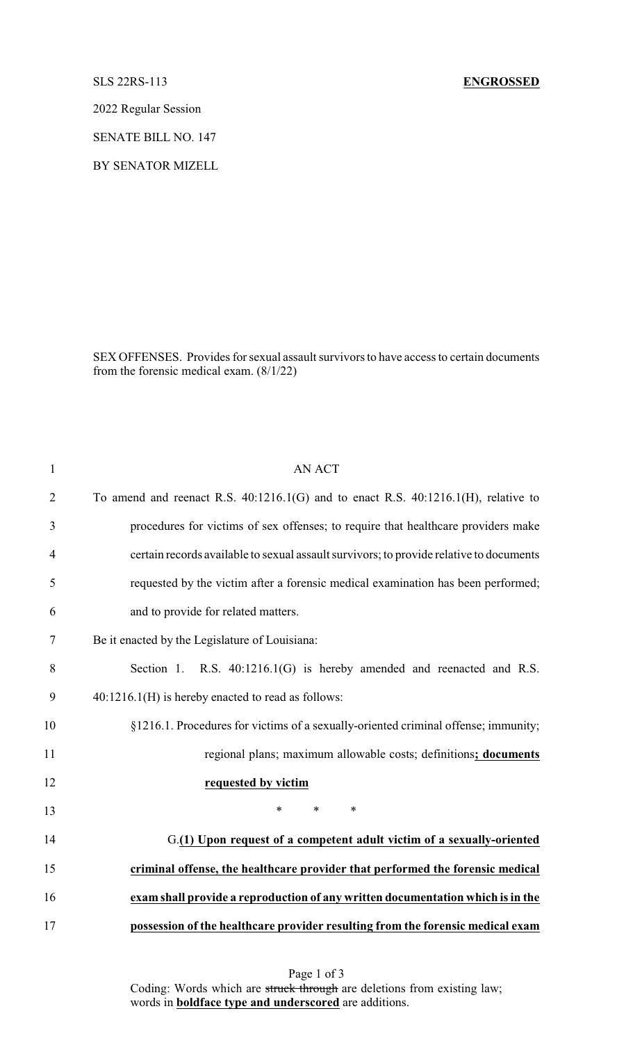SLS 22RS-113 **ENGROSSED**

2022 Regular Session

SENATE BILL NO. 147

BY SENATOR MIZELL

SEX OFFENSES. Provides for sexual assault survivors to have access to certain documents from the forensic medical exam. (8/1/22)

1 AN ACT

2 To amend and reenact R.S. 40:1216.1(G) and to enact R.S. 40:1216.1(H), relative to

3 procedures for victims of sex offenses; to require that healthcare providers make

4 certain records available to sexual assault survivors; to provide relative to documents

5 requested by the victim after a forensic medical examination has been performed;

6 and to provide for related matters.

7 Be it enacted by the Legislature of Louisiana:

8 Section 1. R.S. 40:1216.1(G) is hereby amended and reenacted and R.S.

9 40:1216.1(H) is hereby enacted to read as follows:

10 §1216.1. Procedures for victims of a sexually-oriented criminal offense; immunity;

11 regional plans; maximum allowable costs; definitions**<u>; documents</u>**

12 **<u>requested by victim</u>**

13 * * *

14 G.**<u>(1) Upon request of a competent adult victim of a sexually-oriented</u>**

15 **<u>criminal offense, the healthcare provider that performed the forensic medical</u>**

16 **<u>exam shall provide a reproduction of any written documentation which is in the</u>**

17 **<u>possession of the healthcare provider resulting from the forensic medical exam</u>**

Coding: Words which are ~~struck through~~ are deletions from existing law; words in **<u>boldface type and underscored</u>** are additions.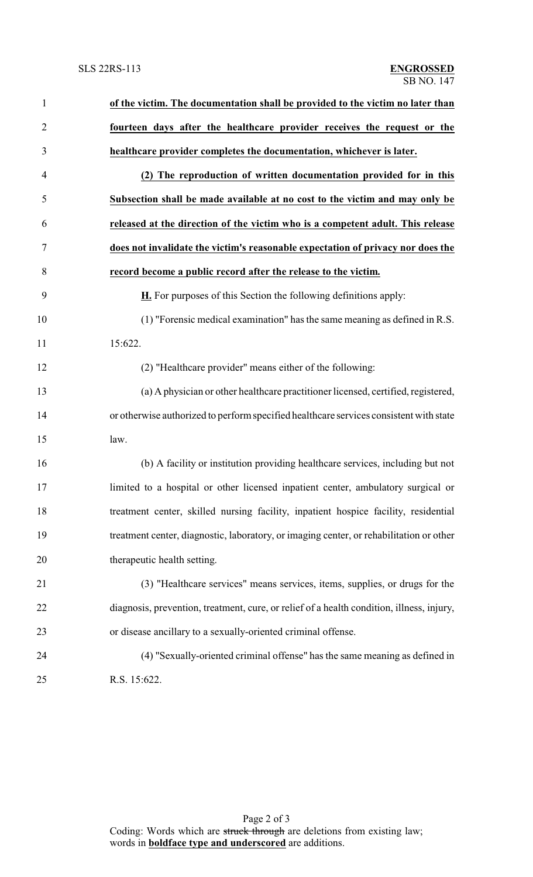**of the victim. The documentation shall be provided to the victim no later than fourteen days after the healthcare provider receives the request or the healthcare provider completes the documentation, whichever is later.**

**(2) The reproduction of written documentation provided for in this Subsection shall be made available at no cost to the victim and may only be released at the direction of the victim who is a competent adult. This release does not invalidate the victim's reasonable expectation of privacy nor does the record become a public record after the release to the victim.**

**H.** For purposes of this Section the following definitions apply:

(1) "Forensic medical examination" has the same meaning as defined in R.S. 15:622.

(2) "Healthcare provider" means either of the following:

(a) A physician or other healthcare practitioner licensed, certified, registered, or otherwise authorized to perform specified healthcare services consistent with state law.

(b) A facility or institution providing healthcare services, including but not limited to a hospital or other licensed inpatient center, ambulatory surgical or treatment center, skilled nursing facility, inpatient hospice facility, residential treatment center, diagnostic, laboratory, or imaging center, or rehabilitation or other therapeutic health setting.

(3) "Healthcare services" means services, items, supplies, or drugs for the diagnosis, prevention, treatment, cure, or relief of a health condition, illness, injury, or disease ancillary to a sexually-oriented criminal offense.

(4) "Sexually-oriented criminal offense" has the same meaning as defined in R.S. 15:622.

Coding: Words which are ~~struck through~~ are deletions from existing law; words in **boldface type and underscored** are additions.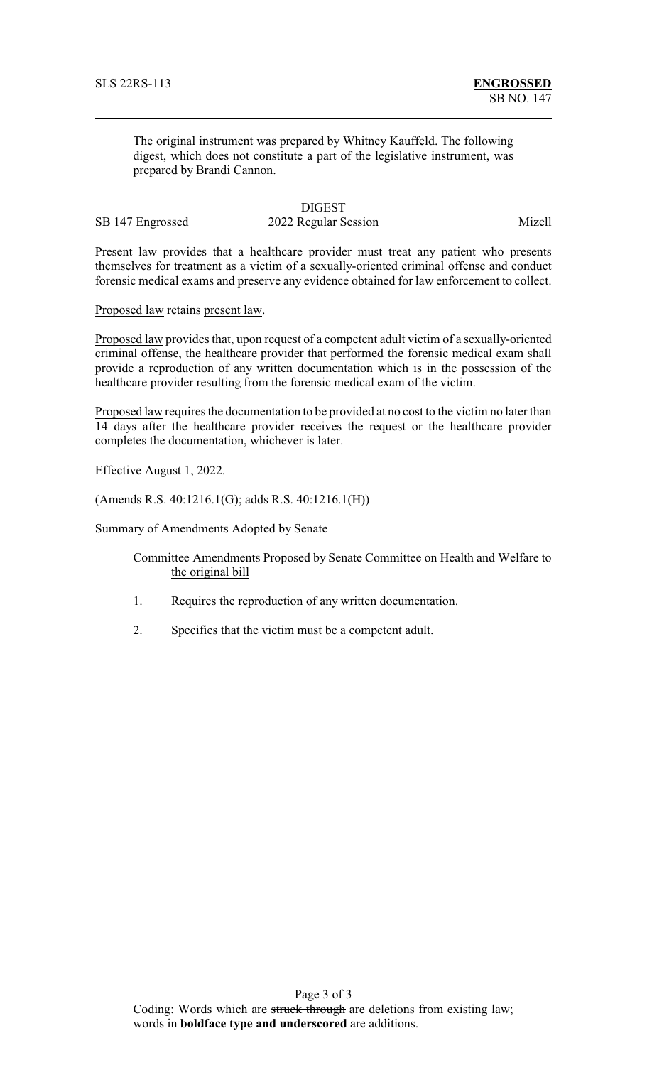The original instrument was prepared by Whitney Kauffeld. The following digest, which does not constitute a part of the legislative instrument, was prepared by Brandi Cannon.

DIGEST

SB 147 Engrossed 2022 Regular Session Mizell

Present law provides that a healthcare provider must treat any patient who presents themselves for treatment as a victim of a sexually-oriented criminal offense and conduct forensic medical exams and preserve any evidence obtained for law enforcement to collect.

Proposed law retains present law.

Proposed law provides that, upon request of a competent adult victim of a sexually-oriented criminal offense, the healthcare provider that performed the forensic medical exam shall provide a reproduction of any written documentation which is in the possession of the healthcare provider resulting from the forensic medical exam of the victim.

Proposed law requires the documentation to be provided at no cost to the victim no later than 14 days after the healthcare provider receives the request or the healthcare provider completes the documentation, whichever is later.

Effective August 1, 2022.

(Amends R.S. 40:1216.1(G); adds R.S. 40:1216.1(H))

Summary of Amendments Adopted by Senate

Committee Amendments Proposed by Senate Committee on Health and Welfare to the original bill

1. Requires the reproduction of any written documentation.

2. Specifies that the victim must be a competent adult.